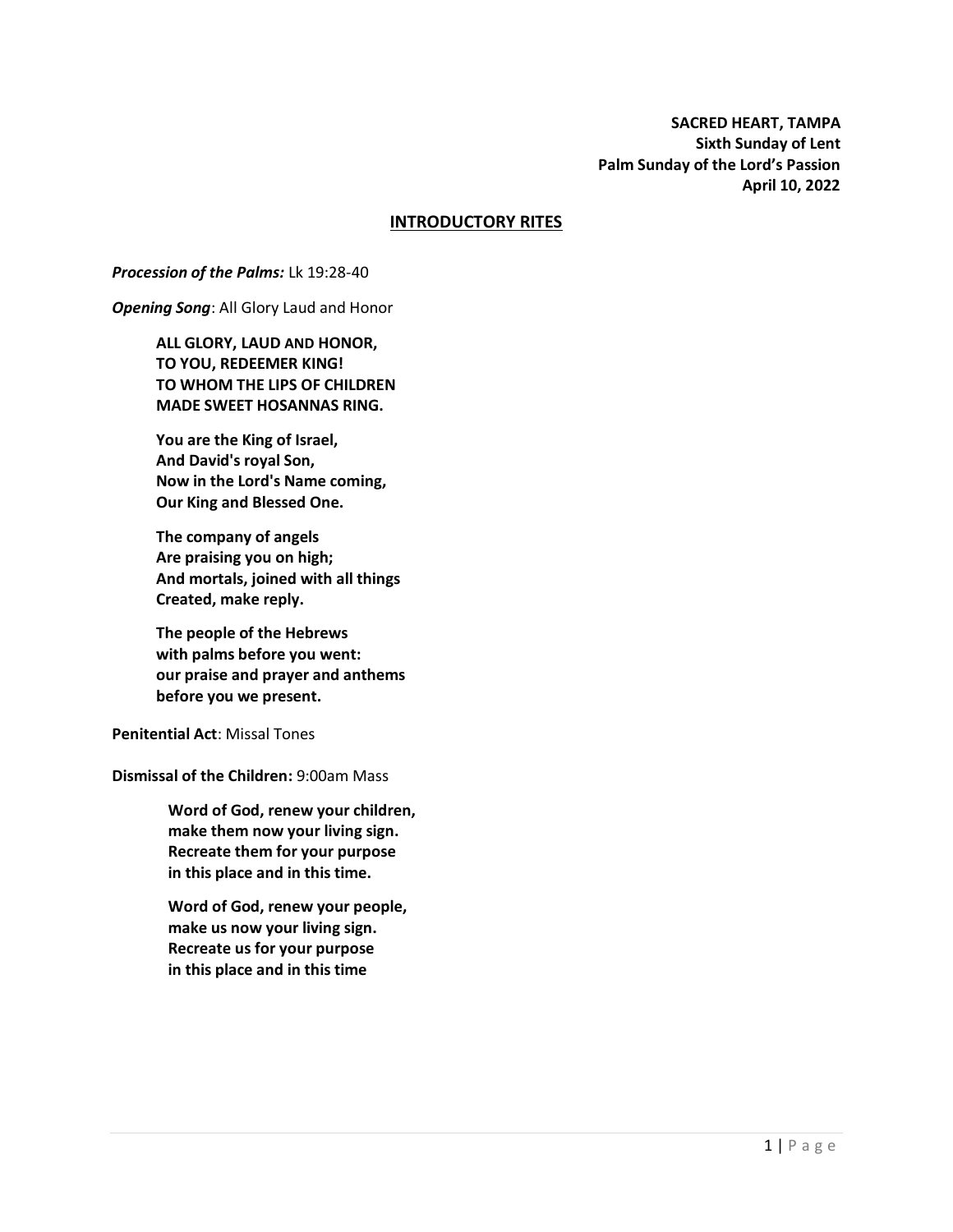**SACRED HEART, TAMPA**
**Sixth Sunday of Lent**
**Palm Sunday of the Lord's Passion**
**April 10, 2022**

## INTRODUCTORY RITES

***Procession of the Palms:*** Lk 19:28-40

***Opening Song***: All Glory Laud and Honor

> **ALL GLORY, LAUD AND HONOR,**
> **TO YOU, REDEEMER KING!**
> **TO WHOM THE LIPS OF CHILDREN**
> **MADE SWEET HOSANNAS RING.**
>
> **You are the King of Israel,**
> **And David's royal Son,**
> **Now in the Lord's Name coming,**
> **Our King and Blessed One.**
>
> **The company of angels**
> **Are praising you on high;**
> **And mortals, joined with all things**
> **Created, make reply.**
>
> **The people of the Hebrews**
> **with palms before you went:**
> **our praise and prayer and anthems**
> **before you we present.**

**Penitential Act**: Missal Tones

**Dismissal of the Children:** 9:00am Mass

> **Word of God, renew your children,**
> **make them now your living sign.**
> **Recreate them for your purpose**
> **in this place and in this time.**
>
> **Word of God, renew your people,**
> **make us now your living sign.**
> **Recreate us for your purpose**
> **in this place and in this time**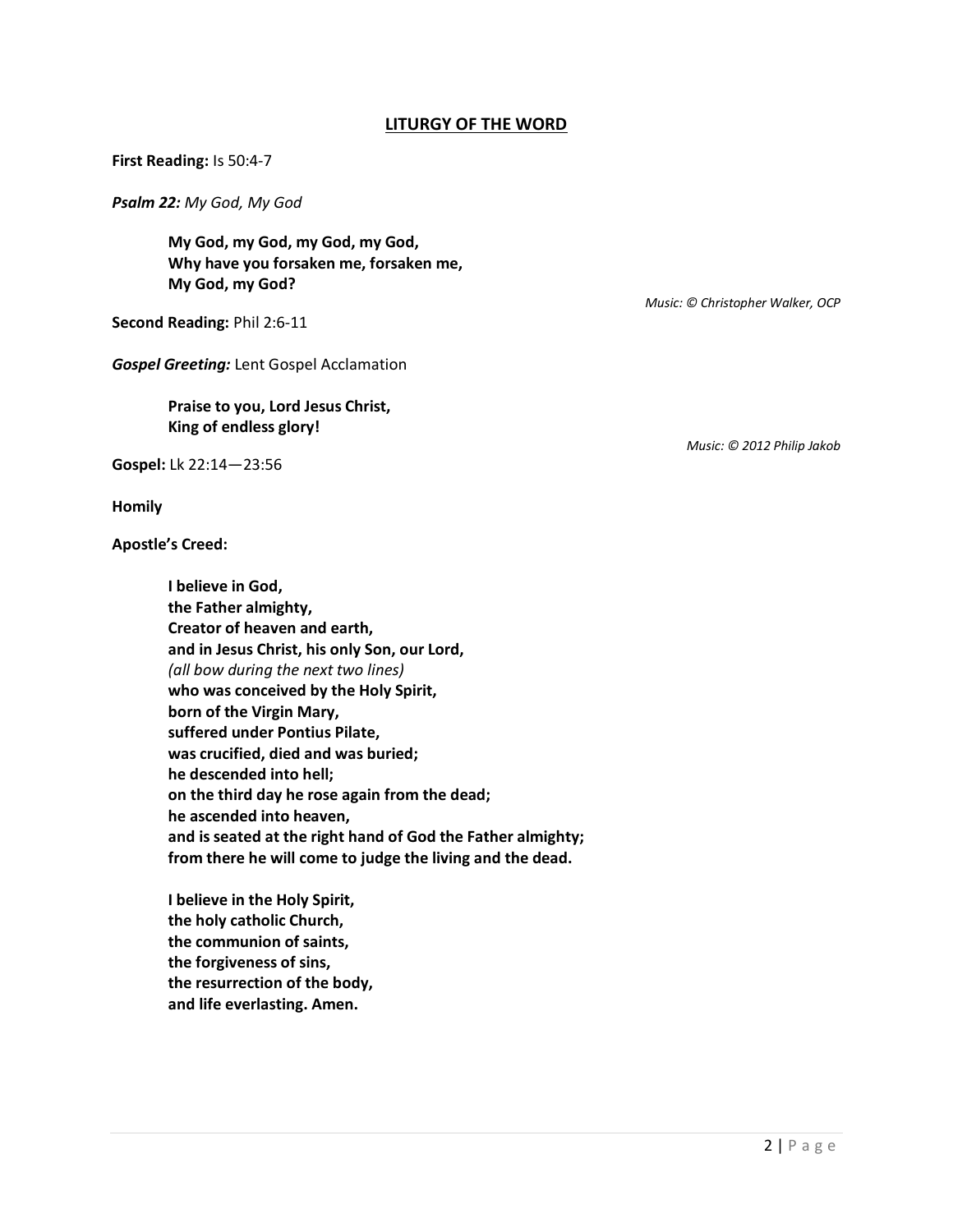## LITURGY OF THE WORD

**First Reading:** Is 50:4-7

***Psalm 22:*** *My God, My God*

> **My God, my God, my God, my God,**
> **Why have you forsaken me, forsaken me,**
> **My God, my God?**

*Music: © Christopher Walker, OCP*

**Second Reading:** Phil 2:6-11

***Gospel Greeting:*** Lent Gospel Acclamation

> **Praise to you, Lord Jesus Christ,**
> **King of endless glory!**

*Music: © 2012 Philip Jakob*

**Gospel:** Lk 22:14—23:56

**Homily**

**Apostle's Creed:**

> **I believe in God,**
> **the Father almighty,**
> **Creator of heaven and earth,**
> **and in Jesus Christ, his only Son, our Lord,**
> *(all bow during the next two lines)*
> **who was conceived by the Holy Spirit,**
> **born of the Virgin Mary,**
> **suffered under Pontius Pilate,**
> **was crucified, died and was buried;**
> **he descended into hell;**
> **on the third day he rose again from the dead;**
> **he ascended into heaven,**
> **and is seated at the right hand of God the Father almighty;**
> **from there he will come to judge the living and the dead.**
>
> **I believe in the Holy Spirit,**
> **the holy catholic Church,**
> **the communion of saints,**
> **the forgiveness of sins,**
> **the resurrection of the body,**
> **and life everlasting. Amen.**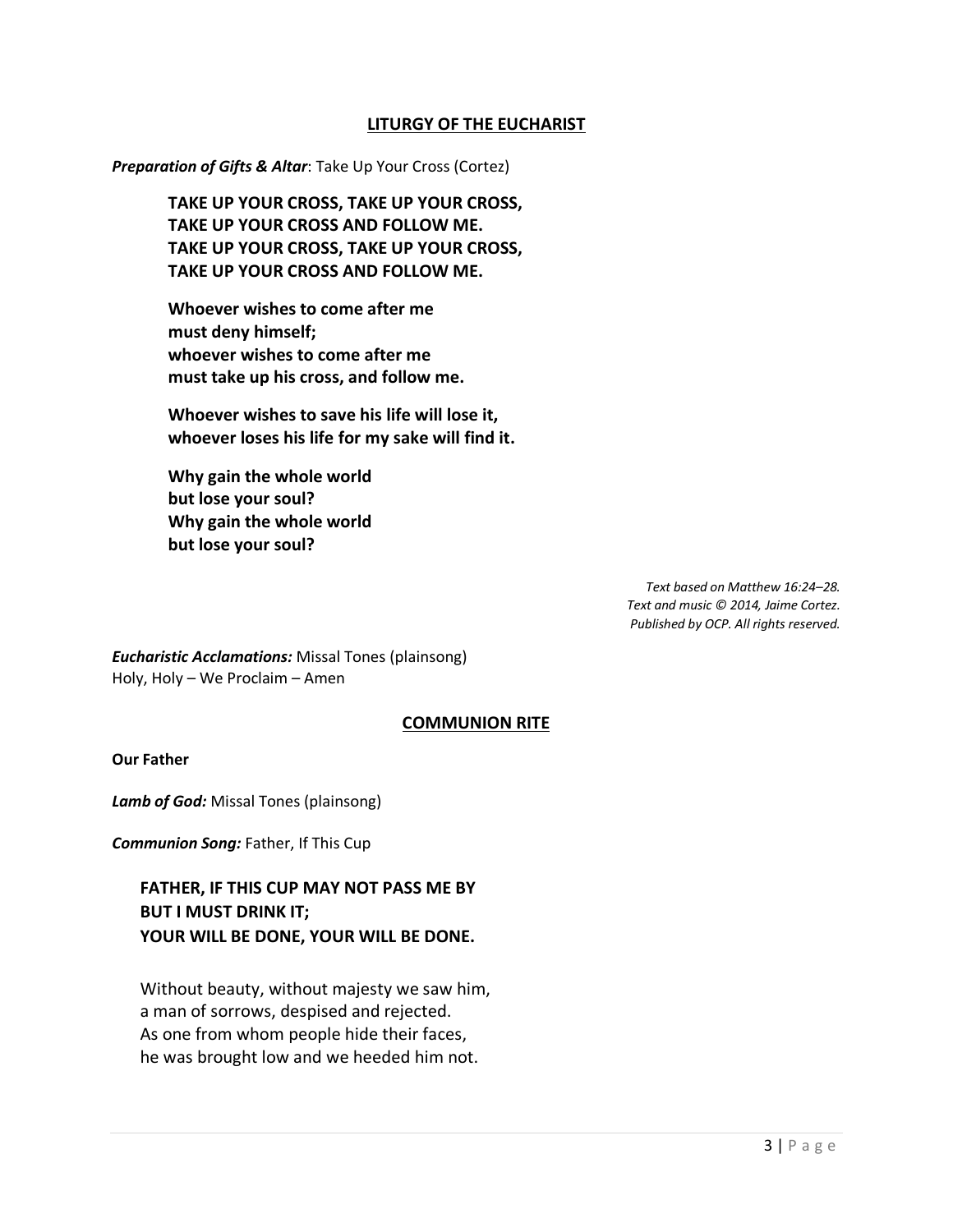## LITURGY OF THE EUCHARIST

***Preparation of Gifts & Altar***: Take Up Your Cross (Cortez)

**TAKE UP YOUR CROSS, TAKE UP YOUR CROSS,**
**TAKE UP YOUR CROSS AND FOLLOW ME.**
**TAKE UP YOUR CROSS, TAKE UP YOUR CROSS,**
**TAKE UP YOUR CROSS AND FOLLOW ME.**

**Whoever wishes to come after me**
**must deny himself;**
**whoever wishes to come after me**
**must take up his cross, and follow me.**

**Whoever wishes to save his life will lose it,**
**whoever loses his life for my sake will find it.**

**Why gain the whole world**
**but lose your soul?**
**Why gain the whole world**
**but lose your soul?**

*Text based on Matthew 16:24–28.*
*Text and music © 2014, Jaime Cortez.*
*Published by OCP. All rights reserved.*

***Eucharistic Acclamations:*** Missal Tones (plainsong)
Holy, Holy – We Proclaim – Amen

## COMMUNION RITE

**Our Father**

***Lamb of God:*** Missal Tones (plainsong)

***Communion Song:*** Father, If This Cup

**FATHER, IF THIS CUP MAY NOT PASS ME BY**
**BUT I MUST DRINK IT;**
**YOUR WILL BE DONE, YOUR WILL BE DONE.**

Without beauty, without majesty we saw him,
a man of sorrows, despised and rejected.
As one from whom people hide their faces,
he was brought low and we heeded him not.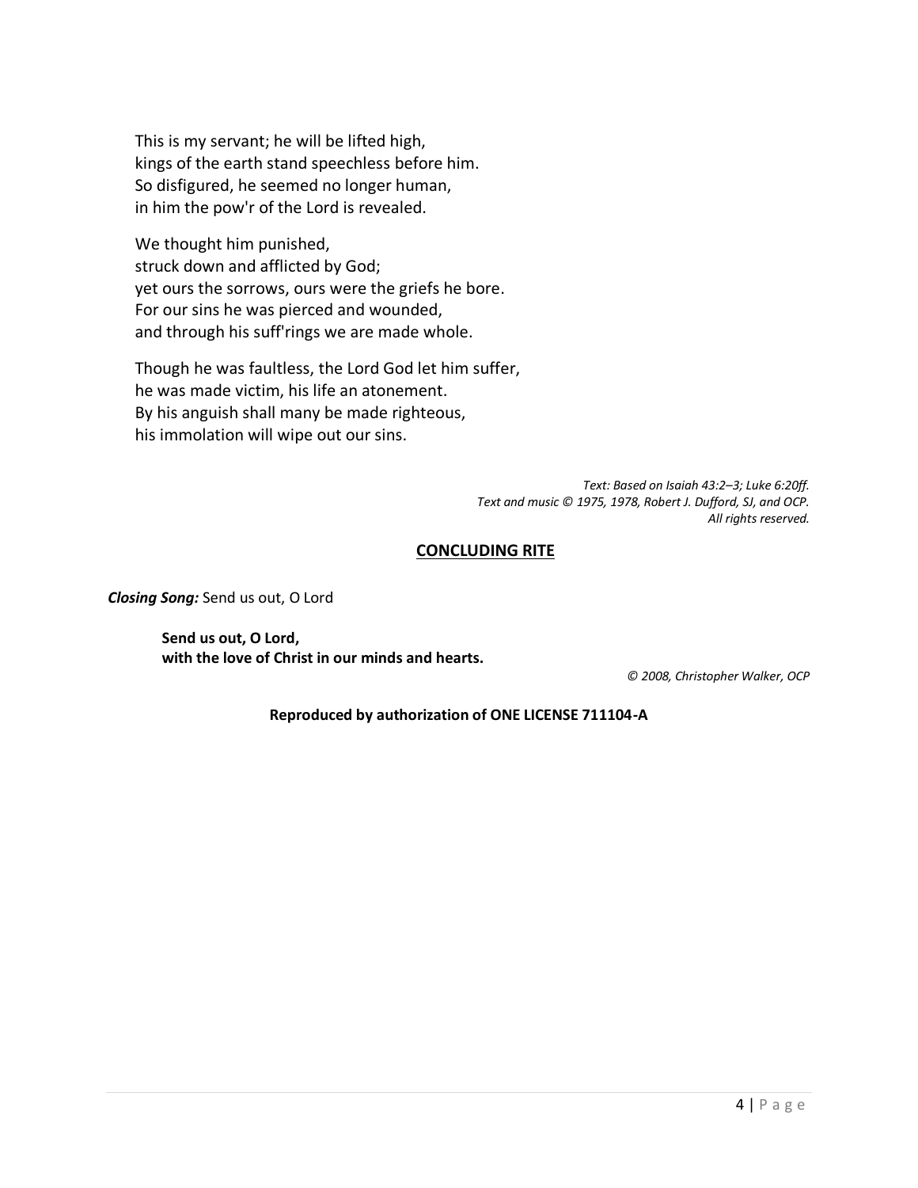This is my servant; he will be lifted high,
kings of the earth stand speechless before him.
So disfigured, he seemed no longer human,
in him the pow'r of the Lord is revealed.

We thought him punished,
struck down and afflicted by God;
yet ours the sorrows, ours were the griefs he bore.
For our sins he was pierced and wounded,
and through his suff'rings we are made whole.

Though he was faultless, the Lord God let him suffer,
he was made victim, his life an atonement.
By his anguish shall many be made righteous,
his immolation will wipe out our sins.

*Text: Based on Isaiah 43:2–3; Luke 6:20ff.*
*Text and music © 1975, 1978, Robert J. Dufford, SJ, and OCP.*
*All rights reserved.*

## CONCLUDING RITE

***Closing Song:*** Send us out, O Lord

**Send us out, O Lord,**
**with the love of Christ in our minds and hearts.**

*© 2008, Christopher Walker, OCP*

**Reproduced by authorization of ONE LICENSE 711104-A**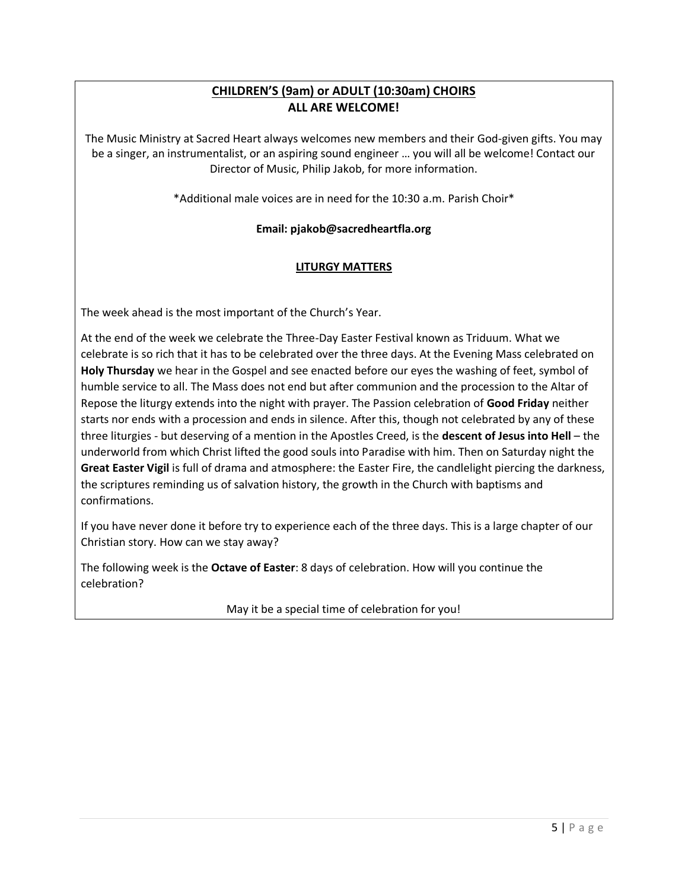## CHILDREN'S (9am) or ADULT (10:30am) CHOIRS
## ALL ARE WELCOME!

The Music Ministry at Sacred Heart always welcomes new members and their God-given gifts. You may be a singer, an instrumentalist, or an aspiring sound engineer … you will all be welcome! Contact our Director of Music, Philip Jakob, for more information.

*Additional male voices are in need for the 10:30 a.m. Parish Choir*

**Email: pjakob@sacredheartfla.org**

## LITURGY MATTERS

The week ahead is the most important of the Church's Year.

At the end of the week we celebrate the Three-Day Easter Festival known as Triduum. What we celebrate is so rich that it has to be celebrated over the three days. At the Evening Mass celebrated on **Holy Thursday** we hear in the Gospel and see enacted before our eyes the washing of feet, symbol of humble service to all. The Mass does not end but after communion and the procession to the Altar of Repose the liturgy extends into the night with prayer. The Passion celebration of **Good Friday** neither starts nor ends with a procession and ends in silence. After this, though not celebrated by any of these three liturgies - but deserving of a mention in the Apostles Creed, is the **descent of Jesus into Hell** – the underworld from which Christ lifted the good souls into Paradise with him. Then on Saturday night the **Great Easter Vigil** is full of drama and atmosphere: the Easter Fire, the candlelight piercing the darkness, the scriptures reminding us of salvation history, the growth in the Church with baptisms and confirmations.

If you have never done it before try to experience each of the three days. This is a large chapter of our Christian story. How can we stay away?

The following week is the **Octave of Easter**: 8 days of celebration. How will you continue the celebration?

May it be a special time of celebration for you!